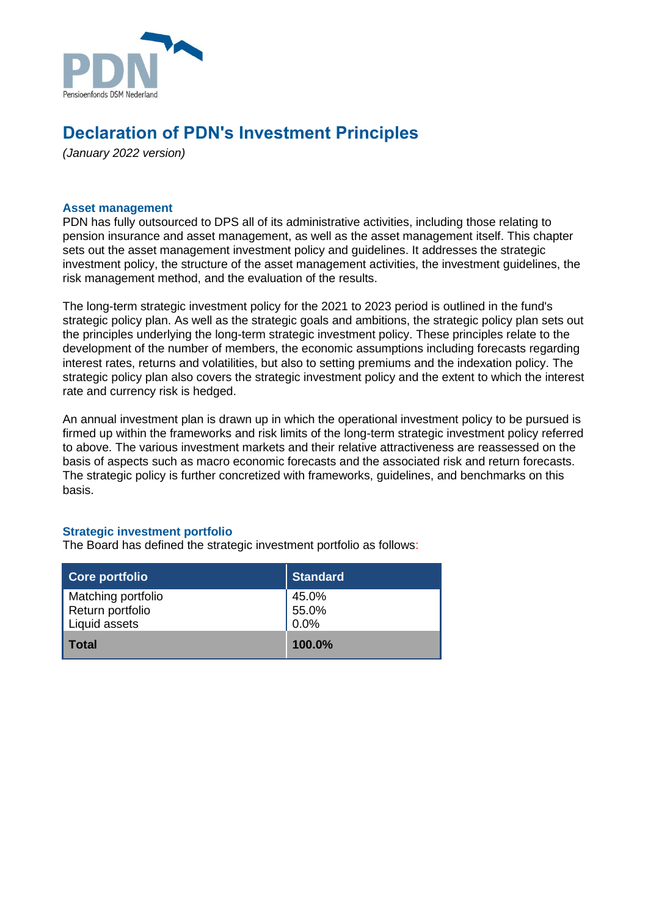# Declaration of PDN's Investment Principles

*(January 2022 version)*

## Asset management

PDN has fully outsourced to DPS all of its administrative activities, including those relating to pension insurance and asset management, as well as the asset management itself. This chapter sets out the asset management investment policy and guidelines. It addresses the strategic investment policy, the structure of the asset management activities, the investment guidelines, the risk management method, and the evaluation of the results.

The long-term strategic investment policy for the 2021 to 2023 period is outlined in the fund's strategic policy plan. As well as the strategic goals and ambitions, the strategic policy plan sets out the principles underlying the long-term strategic investment policy. These principles relate to the development of the number of members, the economic assumptions including forecasts regarding interest rates, returns and volatilities, but also to setting premiums and the indexation policy. The strategic policy plan also covers the strategic investment policy and the extent to which the interest rate and currency risk is hedged.

An annual investment plan is drawn up in which the operational investment policy to be pursued is firmed up within the frameworks and risk limits of the long-term strategic investment policy referred to above. The various investment markets and their relative attractiveness are reassessed on the basis of aspects such as macro economic forecasts and the associated risk and return forecasts. The strategic policy is further concretized with frameworks, guidelines, and benchmarks on this basis.

## Strategic investment portfolio

The Board has defined the strategic investment portfolio as follows:

| Core portfolio | Standard |
|---|---|
| Matching portfolio | 45.0% |
| Return portfolio | 55.0% |
| Liquid assets | 0.0% |
| **Total** | **100.0%** |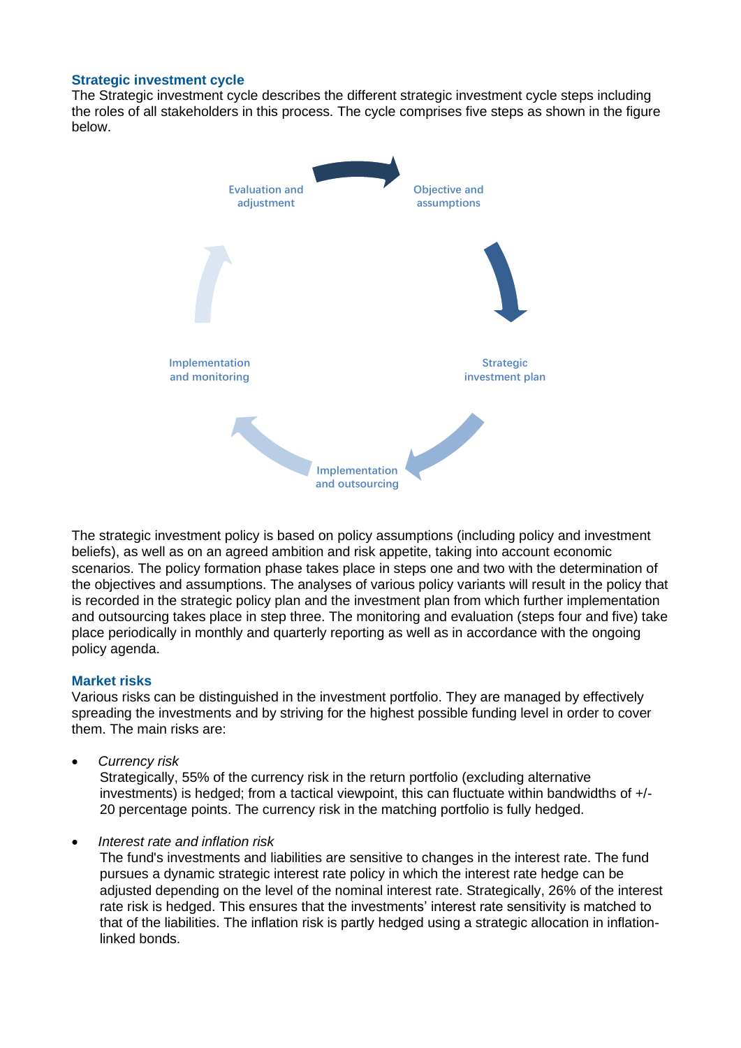### Strategic investment cycle

The Strategic investment cycle describes the different strategic investment cycle steps including the roles of all stakeholders in this process. The cycle comprises five steps as shown in the figure below.

Evaluation and adjustment

Objective and assumptions

Strategic investment plan

Implementation and outsourcing

Implementation and monitoring

The strategic investment policy is based on policy assumptions (including policy and investment beliefs), as well as on an agreed ambition and risk appetite, taking into account economic scenarios. The policy formation phase takes place in steps one and two with the determination of the objectives and assumptions. The analyses of various policy variants will result in the policy that is recorded in the strategic policy plan and the investment plan from which further implementation and outsourcing takes place in step three. The monitoring and evaluation (steps four and five) take place periodically in monthly and quarterly reporting as well as in accordance with the ongoing policy agenda.

### Market risks

Various risks can be distinguished in the investment portfolio. They are managed by effectively spreading the investments and by striving for the highest possible funding level in order to cover them. The main risks are:

- *Currency risk*
  Strategically, 55% of the currency risk in the return portfolio (excluding alternative investments) is hedged; from a tactical viewpoint, this can fluctuate within bandwidths of +/- 20 percentage points. The currency risk in the matching portfolio is fully hedged.

- *Interest rate and inflation risk*
  The fund's investments and liabilities are sensitive to changes in the interest rate. The fund pursues a dynamic strategic interest rate policy in which the interest rate hedge can be adjusted depending on the level of the nominal interest rate. Strategically, 26% of the interest rate risk is hedged. This ensures that the investments' interest rate sensitivity is matched to that of the liabilities. The inflation risk is partly hedged using a strategic allocation in inflation-linked bonds.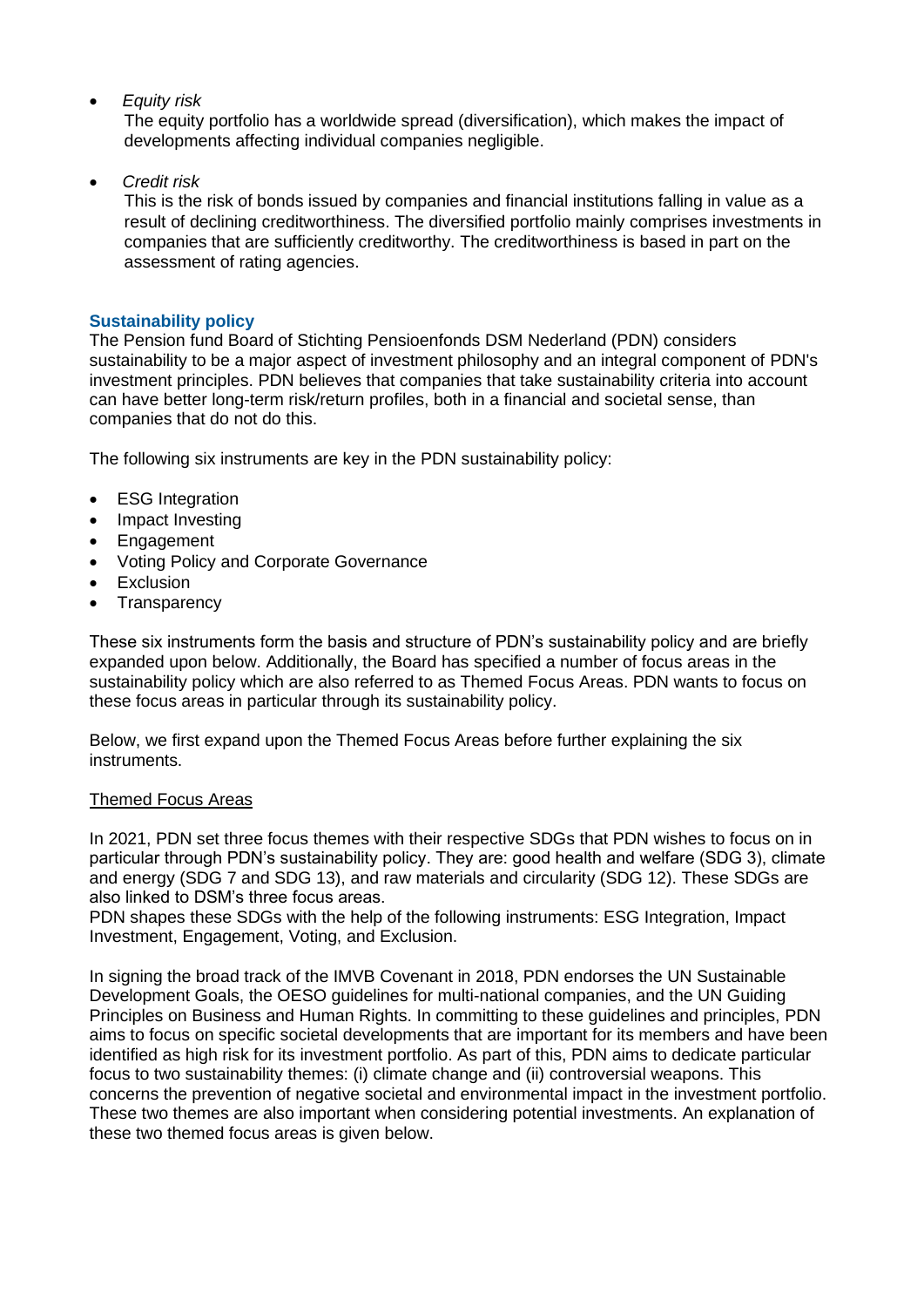- *Equity risk*
  The equity portfolio has a worldwide spread (diversification), which makes the impact of developments affecting individual companies negligible.

- *Credit risk*
  This is the risk of bonds issued by companies and financial institutions falling in value as a result of declining creditworthiness. The diversified portfolio mainly comprises investments in companies that are sufficiently creditworthy. The creditworthiness is based in part on the assessment of rating agencies.

## Sustainability policy

The Pension fund Board of Stichting Pensioenfonds DSM Nederland (PDN) considers sustainability to be a major aspect of investment philosophy and an integral component of PDN's investment principles. PDN believes that companies that take sustainability criteria into account can have better long-term risk/return profiles, both in a financial and societal sense, than companies that do not do this.

The following six instruments are key in the PDN sustainability policy:

- ESG Integration
- Impact Investing
- Engagement
- Voting Policy and Corporate Governance
- Exclusion
- Transparency

These six instruments form the basis and structure of PDN's sustainability policy and are briefly expanded upon below. Additionally, the Board has specified a number of focus areas in the sustainability policy which are also referred to as Themed Focus Areas. PDN wants to focus on these focus areas in particular through its sustainability policy.

Below, we first expand upon the Themed Focus Areas before further explaining the six instruments.

### Themed Focus Areas

In 2021, PDN set three focus themes with their respective SDGs that PDN wishes to focus on in particular through PDN's sustainability policy. They are: good health and welfare (SDG 3), climate and energy (SDG 7 and SDG 13), and raw materials and circularity (SDG 12). These SDGs are also linked to DSM's three focus areas.
PDN shapes these SDGs with the help of the following instruments: ESG Integration, Impact Investment, Engagement, Voting, and Exclusion.

In signing the broad track of the IMVB Covenant in 2018, PDN endorses the UN Sustainable Development Goals, the OESO guidelines for multi-national companies, and the UN Guiding Principles on Business and Human Rights. In committing to these guidelines and principles, PDN aims to focus on specific societal developments that are important for its members and have been identified as high risk for its investment portfolio. As part of this, PDN aims to dedicate particular focus to two sustainability themes: (i) climate change and (ii) controversial weapons. This concerns the prevention of negative societal and environmental impact in the investment portfolio. These two themes are also important when considering potential investments. An explanation of these two themed focus areas is given below.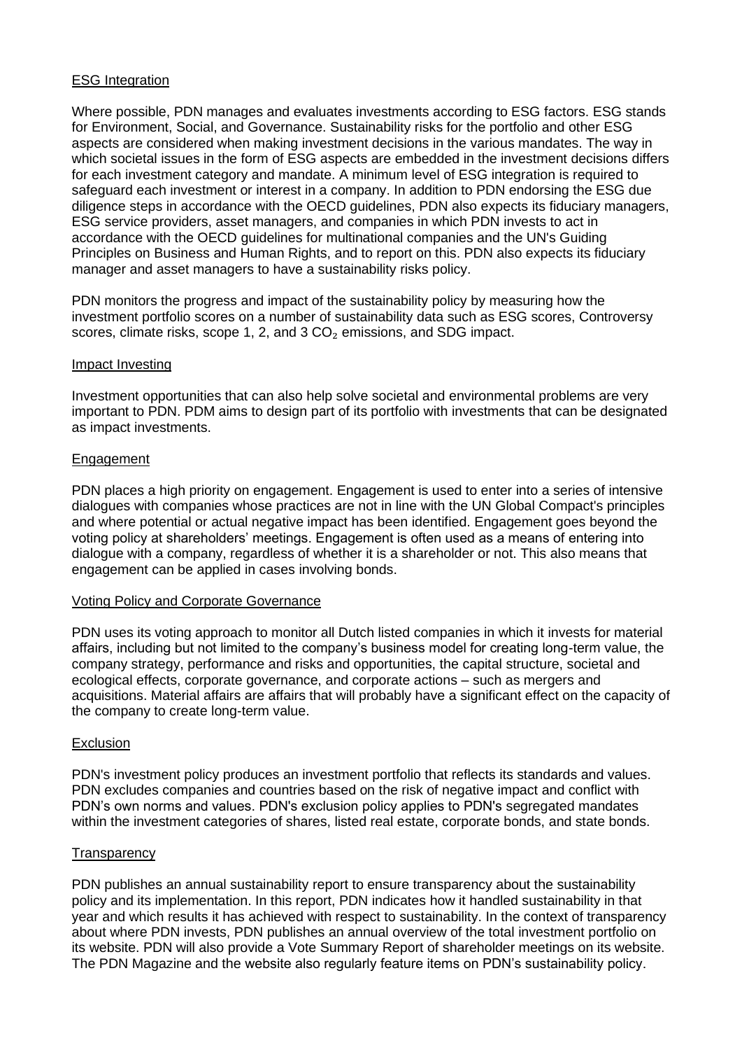## ESG Integration

Where possible, PDN manages and evaluates investments according to ESG factors. ESG stands for Environment, Social, and Governance. Sustainability risks for the portfolio and other ESG aspects are considered when making investment decisions in the various mandates. The way in which societal issues in the form of ESG aspects are embedded in the investment decisions differs for each investment category and mandate. A minimum level of ESG integration is required to safeguard each investment or interest in a company. In addition to PDN endorsing the ESG due diligence steps in accordance with the OECD guidelines, PDN also expects its fiduciary managers, ESG service providers, asset managers, and companies in which PDN invests to act in accordance with the OECD guidelines for multinational companies and the UN's Guiding Principles on Business and Human Rights, and to report on this. PDN also expects its fiduciary manager and asset managers to have a sustainability risks policy.

PDN monitors the progress and impact of the sustainability policy by measuring how the investment portfolio scores on a number of sustainability data such as ESG scores, Controversy scores, climate risks, scope 1, 2, and 3 $CO_2$ emissions, and SDG impact.

## Impact Investing

Investment opportunities that can also help solve societal and environmental problems are very important to PDN. PDM aims to design part of its portfolio with investments that can be designated as impact investments.

## Engagement

PDN places a high priority on engagement. Engagement is used to enter into a series of intensive dialogues with companies whose practices are not in line with the UN Global Compact's principles and where potential or actual negative impact has been identified. Engagement goes beyond the voting policy at shareholders' meetings. Engagement is often used as a means of entering into dialogue with a company, regardless of whether it is a shareholder or not. This also means that engagement can be applied in cases involving bonds.

## Voting Policy and Corporate Governance

PDN uses its voting approach to monitor all Dutch listed companies in which it invests for material affairs, including but not limited to the company's business model for creating long-term value, the company strategy, performance and risks and opportunities, the capital structure, societal and ecological effects, corporate governance, and corporate actions – such as mergers and acquisitions. Material affairs are affairs that will probably have a significant effect on the capacity of the company to create long-term value.

## Exclusion

PDN's investment policy produces an investment portfolio that reflects its standards and values. PDN excludes companies and countries based on the risk of negative impact and conflict with PDN's own norms and values. PDN's exclusion policy applies to PDN's segregated mandates within the investment categories of shares, listed real estate, corporate bonds, and state bonds.

## Transparency

PDN publishes an annual sustainability report to ensure transparency about the sustainability policy and its implementation. In this report, PDN indicates how it handled sustainability in that year and which results it has achieved with respect to sustainability. In the context of transparency about where PDN invests, PDN publishes an annual overview of the total investment portfolio on its website. PDN will also provide a Vote Summary Report of shareholder meetings on its website. The PDN Magazine and the website also regularly feature items on PDN's sustainability policy.